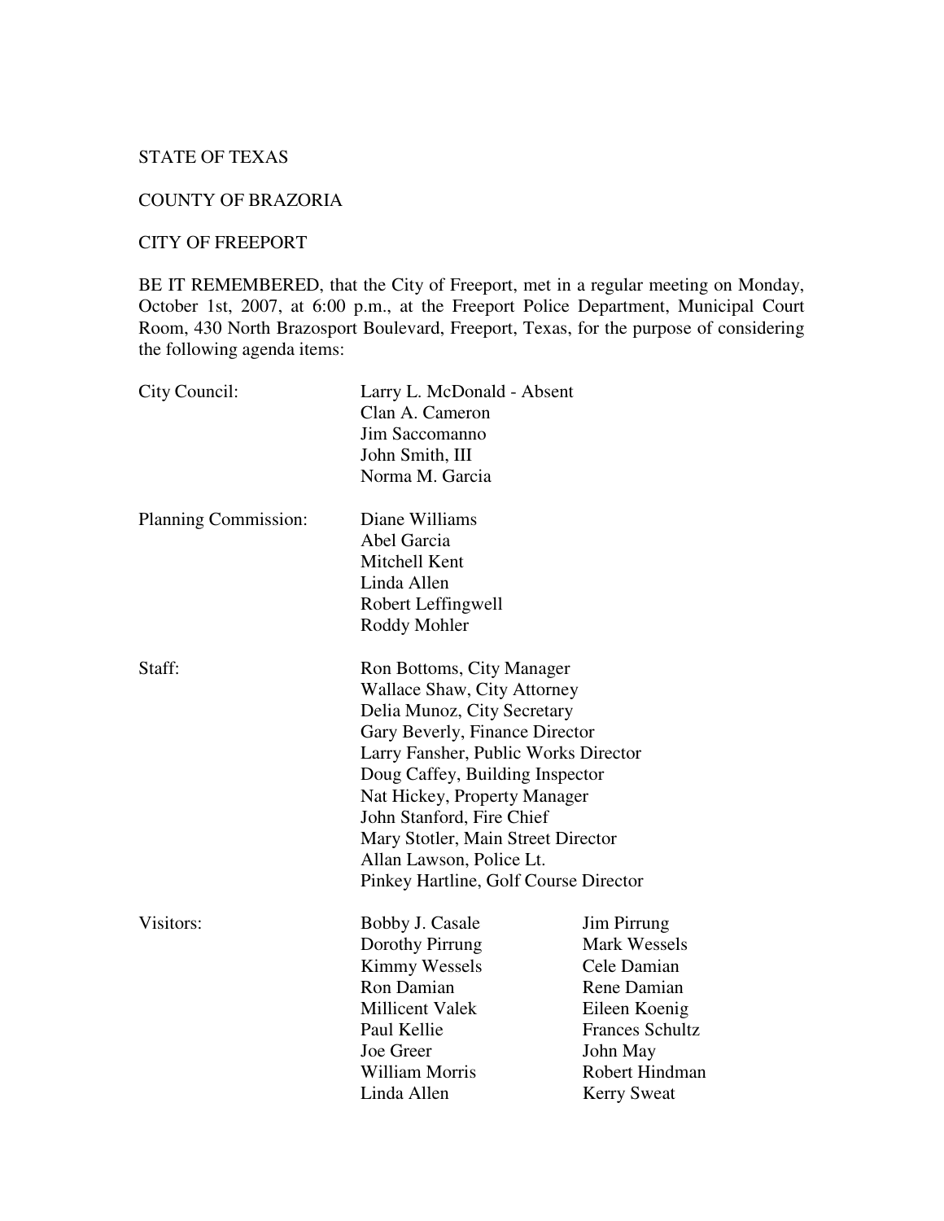STATE OF TEXAS

COUNTY OF BRAZORIA

CITY OF FREEPORT

BE IT REMEMBERED, that the City of Freeport, met in a regular meeting on Monday, October 1st, 2007, at 6:00 p.m., at the Freeport Police Department, Municipal Court Room, 430 North Brazosport Boulevard, Freeport, Texas, for the purpose of considering the following agenda items:

| | | |
|---|---|---|
| City Council: | Larry L. McDonald - Absent | |
| | Clan A. Cameron | |
| | Jim Saccomanno | |
| | John Smith, III | |
| | Norma M. Garcia | |
| Planning Commission: | Diane Williams | |
| | Abel Garcia | |
| | Mitchell Kent | |
| | Linda Allen | |
| | Robert Leffingwell | |
| | Roddy Mohler | |
| Staff: | Ron Bottoms, City Manager | |
| | Wallace Shaw, City Attorney | |
| | Delia Munoz, City Secretary | |
| | Gary Beverly, Finance Director | |
| | Larry Fansher, Public Works Director | |
| | Doug Caffey, Building Inspector | |
| | Nat Hickey, Property Manager | |
| | John Stanford, Fire Chief | |
| | Mary Stotler, Main Street Director | |
| | Allan Lawson, Police Lt. | |
| | Pinkey Hartline, Golf Course Director | |
| Visitors: | Bobby J. Casale | Jim Pirrung |
| | Dorothy Pirrung | Mark Wessels |
| | Kimmy Wessels | Cele Damian |
| | Ron Damian | Rene Damian |
| | Millicent Valek | Eileen Koenig |
| | Paul Kellie | Frances Schultz |
| | Joe Greer | John May |
| | William Morris | Robert Hindman |
| | Linda Allen | Kerry Sweat |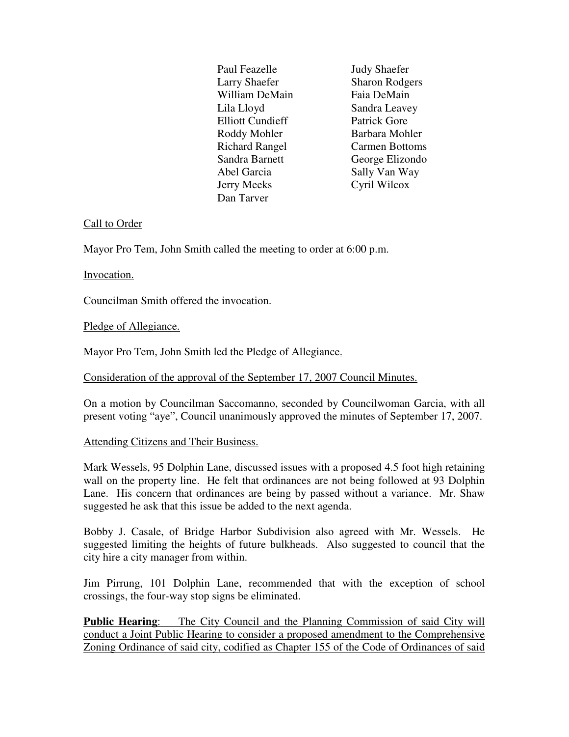| | |
|---|---|
| Paul Feazelle | Judy Shaefer |
| Larry Shaefer | Sharon Rodgers |
| William DeMain | Faia DeMain |
| Lila Lloyd | Sandra Leavey |
| Elliott Cundieff | Patrick Gore |
| Roddy Mohler | Barbara Mohler |
| Richard Rangel | Carmen Bottoms |
| Sandra Barnett | George Elizondo |
| Abel Garcia | Sally Van Way |
| Jerry Meeks | Cyril Wilcox |
| Dan Tarver | |

Call to Order

Mayor Pro Tem, John Smith called the meeting to order at 6:00 p.m.

Invocation.

Councilman Smith offered the invocation.

Pledge of Allegiance.

Mayor Pro Tem, John Smith led the Pledge of Allegiance.

Consideration of the approval of the September 17, 2007 Council Minutes.

On a motion by Councilman Saccomanno, seconded by Councilwoman Garcia, with all present voting "aye", Council unanimously approved the minutes of September 17, 2007.

Attending Citizens and Their Business.

Mark Wessels, 95 Dolphin Lane, discussed issues with a proposed 4.5 foot high retaining wall on the property line. He felt that ordinances are not being followed at 93 Dolphin Lane. His concern that ordinances are being by passed without a variance. Mr. Shaw suggested he ask that this issue be added to the next agenda.

Bobby J. Casale, of Bridge Harbor Subdivision also agreed with Mr. Wessels. He suggested limiting the heights of future bulkheads. Also suggested to council that the city hire a city manager from within.

Jim Pirrung, 101 Dolphin Lane, recommended that with the exception of school crossings, the four-way stop signs be eliminated.

**Public Hearing**: The City Council and the Planning Commission of said City will conduct a Joint Public Hearing to consider a proposed amendment to the Comprehensive Zoning Ordinance of said city, codified as Chapter 155 of the Code of Ordinances of said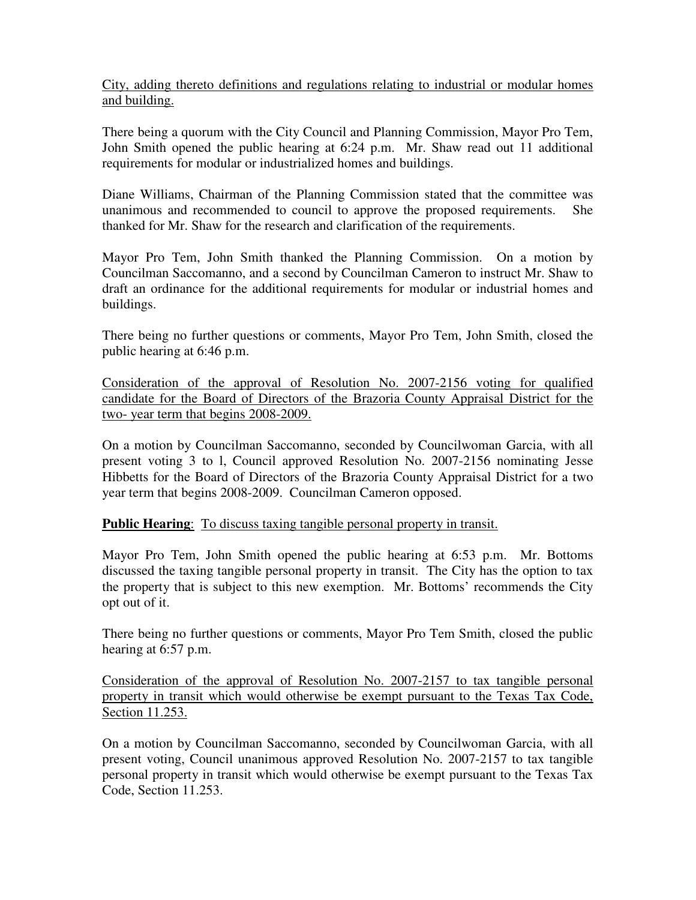City, adding thereto definitions and regulations relating to industrial or modular homes and building.

There being a quorum with the City Council and Planning Commission, Mayor Pro Tem, John Smith opened the public hearing at 6:24 p.m. Mr. Shaw read out 11 additional requirements for modular or industrialized homes and buildings.

Diane Williams, Chairman of the Planning Commission stated that the committee was unanimous and recommended to council to approve the proposed requirements. She thanked for Mr. Shaw for the research and clarification of the requirements.

Mayor Pro Tem, John Smith thanked the Planning Commission. On a motion by Councilman Saccomanno, and a second by Councilman Cameron to instruct Mr. Shaw to draft an ordinance for the additional requirements for modular or industrial homes and buildings.

There being no further questions or comments, Mayor Pro Tem, John Smith, closed the public hearing at 6:46 p.m.

Consideration of the approval of Resolution No. 2007-2156 voting for qualified candidate for the Board of Directors of the Brazoria County Appraisal District for the two- year term that begins 2008-2009.

On a motion by Councilman Saccomanno, seconded by Councilwoman Garcia, with all present voting 3 to l, Council approved Resolution No. 2007-2156 nominating Jesse Hibbetts for the Board of Directors of the Brazoria County Appraisal District for a two year term that begins 2008-2009. Councilman Cameron opposed.

**Public Hearing**: To discuss taxing tangible personal property in transit.

Mayor Pro Tem, John Smith opened the public hearing at 6:53 p.m. Mr. Bottoms discussed the taxing tangible personal property in transit. The City has the option to tax the property that is subject to this new exemption. Mr. Bottoms' recommends the City opt out of it.

There being no further questions or comments, Mayor Pro Tem Smith, closed the public hearing at 6:57 p.m.

Consideration of the approval of Resolution No. 2007-2157 to tax tangible personal property in transit which would otherwise be exempt pursuant to the Texas Tax Code, Section 11.253.

On a motion by Councilman Saccomanno, seconded by Councilwoman Garcia, with all present voting, Council unanimous approved Resolution No. 2007-2157 to tax tangible personal property in transit which would otherwise be exempt pursuant to the Texas Tax Code, Section 11.253.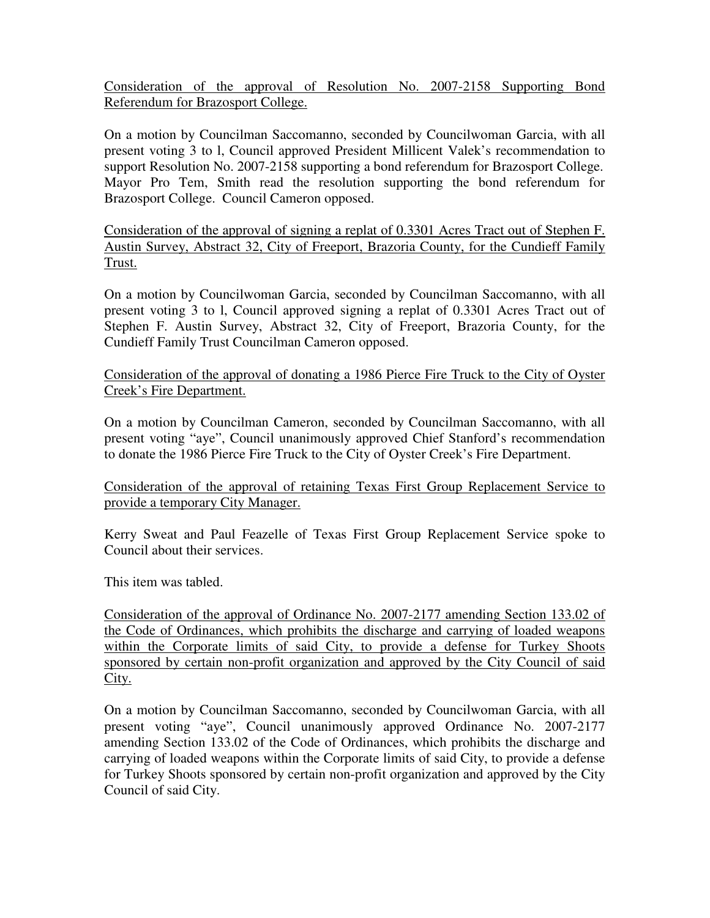Consideration of the approval of Resolution No. 2007-2158 Supporting Bond Referendum for Brazosport College.

On a motion by Councilman Saccomanno, seconded by Councilwoman Garcia, with all present voting 3 to l, Council approved President Millicent Valek's recommendation to support Resolution No. 2007-2158 supporting a bond referendum for Brazosport College. Mayor Pro Tem, Smith read the resolution supporting the bond referendum for Brazosport College. Council Cameron opposed.

Consideration of the approval of signing a replat of 0.3301 Acres Tract out of Stephen F. Austin Survey, Abstract 32, City of Freeport, Brazoria County, for the Cundieff Family Trust.

On a motion by Councilwoman Garcia, seconded by Councilman Saccomanno, with all present voting 3 to l, Council approved signing a replat of 0.3301 Acres Tract out of Stephen F. Austin Survey, Abstract 32, City of Freeport, Brazoria County, for the Cundieff Family Trust Councilman Cameron opposed.

Consideration of the approval of donating a 1986 Pierce Fire Truck to the City of Oyster Creek's Fire Department.

On a motion by Councilman Cameron, seconded by Councilman Saccomanno, with all present voting "aye", Council unanimously approved Chief Stanford's recommendation to donate the 1986 Pierce Fire Truck to the City of Oyster Creek's Fire Department.

Consideration of the approval of retaining Texas First Group Replacement Service to provide a temporary City Manager.

Kerry Sweat and Paul Feazelle of Texas First Group Replacement Service spoke to Council about their services.

This item was tabled.

Consideration of the approval of Ordinance No. 2007-2177 amending Section 133.02 of the Code of Ordinances, which prohibits the discharge and carrying of loaded weapons within the Corporate limits of said City, to provide a defense for Turkey Shoots sponsored by certain non-profit organization and approved by the City Council of said City.

On a motion by Councilman Saccomanno, seconded by Councilwoman Garcia, with all present voting "aye", Council unanimously approved Ordinance No. 2007-2177 amending Section 133.02 of the Code of Ordinances, which prohibits the discharge and carrying of loaded weapons within the Corporate limits of said City, to provide a defense for Turkey Shoots sponsored by certain non-profit organization and approved by the City Council of said City.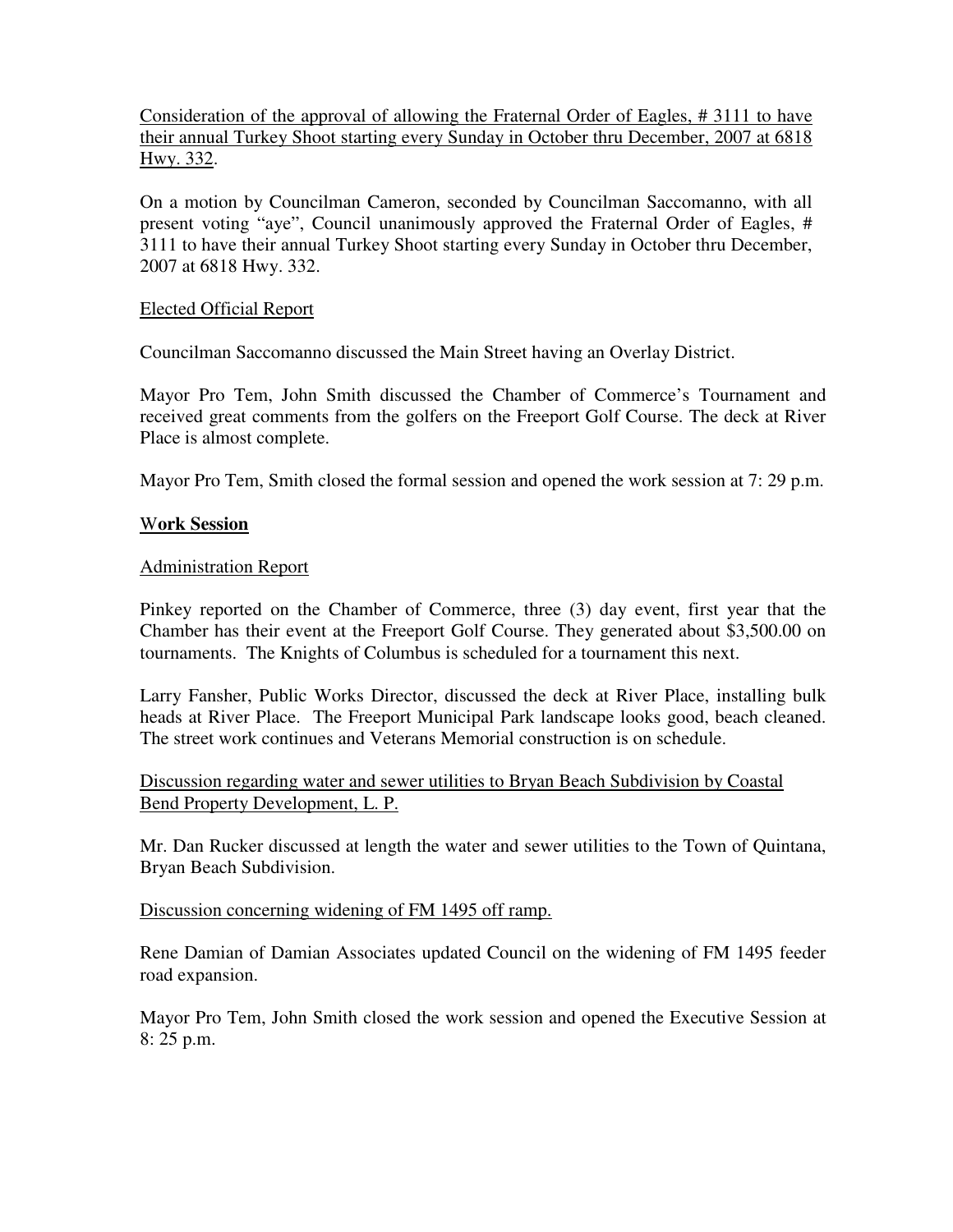Consideration of the approval of allowing the Fraternal Order of Eagles, # 3111 to have their annual Turkey Shoot starting every Sunday in October thru December, 2007 at 6818 Hwy. 332.

On a motion by Councilman Cameron, seconded by Councilman Saccomanno, with all present voting "aye", Council unanimously approved the Fraternal Order of Eagles, # 3111 to have their annual Turkey Shoot starting every Sunday in October thru December, 2007 at 6818 Hwy. 332.

Elected Official Report

Councilman Saccomanno discussed the Main Street having an Overlay District.

Mayor Pro Tem, John Smith discussed the Chamber of Commerce's Tournament and received great comments from the golfers on the Freeport Golf Course. The deck at River Place is almost complete.

Mayor Pro Tem, Smith closed the formal session and opened the work session at 7: 29 p.m.

**Work Session**

Administration Report

Pinkey reported on the Chamber of Commerce, three (3) day event, first year that the Chamber has their event at the Freeport Golf Course. They generated about $3,500.00 on tournaments. The Knights of Columbus is scheduled for a tournament this next.

Larry Fansher, Public Works Director, discussed the deck at River Place, installing bulk heads at River Place. The Freeport Municipal Park landscape looks good, beach cleaned. The street work continues and Veterans Memorial construction is on schedule.

Discussion regarding water and sewer utilities to Bryan Beach Subdivision by Coastal Bend Property Development, L. P.

Mr. Dan Rucker discussed at length the water and sewer utilities to the Town of Quintana, Bryan Beach Subdivision.

Discussion concerning widening of FM 1495 off ramp.

Rene Damian of Damian Associates updated Council on the widening of FM 1495 feeder road expansion.

Mayor Pro Tem, John Smith closed the work session and opened the Executive Session at 8: 25 p.m.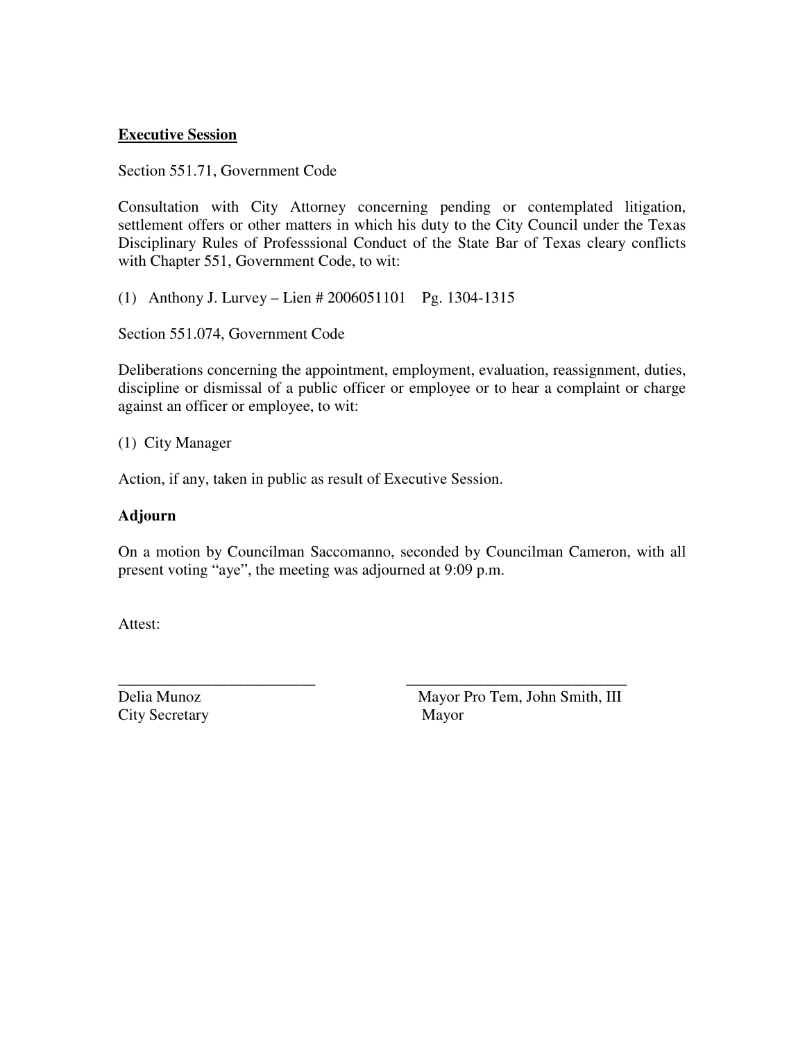**Executive Session**

Section 551.71, Government Code

Consultation with City Attorney concerning pending or contemplated litigation, settlement offers or other matters in which his duty to the City Council under the Texas Disciplinary Rules of Professsional Conduct of the State Bar of Texas cleary conflicts with Chapter 551, Government Code, to wit:

(1) Anthony J. Lurvey – Lien # 2006051101 Pg. 1304-1315

Section 551.074, Government Code

Deliberations concerning the appointment, employment, evaluation, reassignment, duties, discipline or dismissal of a public officer or employee or to hear a complaint or charge against an officer or employee, to wit:

(1) City Manager

Action, if any, taken in public as result of Executive Session.

**Adjourn**

On a motion by Councilman Saccomanno, seconded by Councilman Cameron, with all present voting "aye", the meeting was adjourned at 9:09 p.m.

Attest:

_________________________

Delia Munoz
City Secretary

_____________________________

Mayor Pro Tem, John Smith, III
Mayor